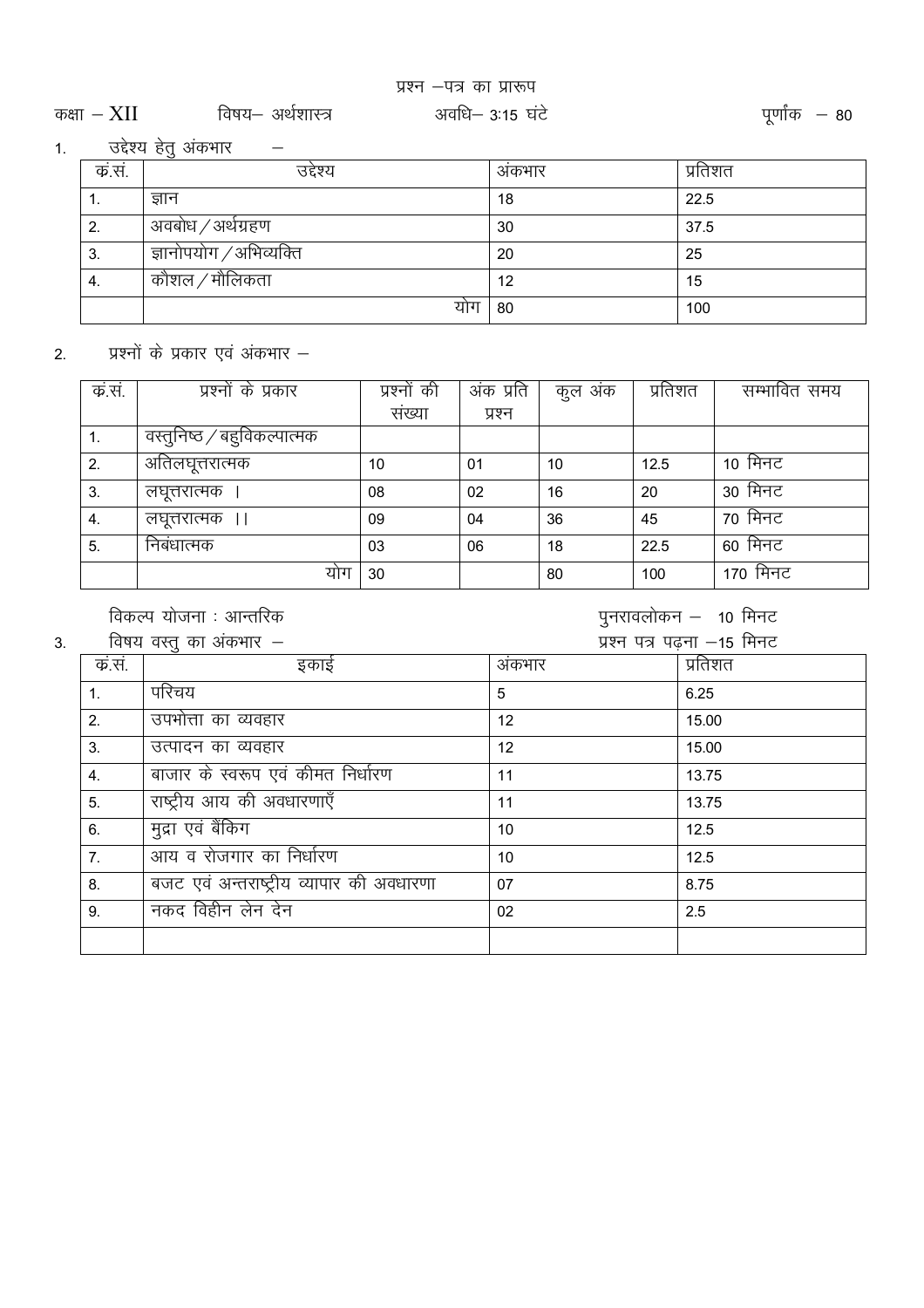# प्रश्न –पत्र का प्रारूप

कक्षा – XII विषय– अर्थशास्त्र अवधि– 3:15 घंटे पूर्णांक – 80

1. उद्देश्य हेतु अंकभार –

| क्र.सं. | उद्देश्य | अंकभार | प्रतिशत |
|---|---|---|---|
| 1. | ज्ञान | 18 | 22.5 |
| 2. | अवबोध / अर्थग्रहण | 30 | 37.5 |
| 3. | ज्ञानोपयोग / अभिव्यक्ति | 20 | 25 |
| 4. | कौशल / मौलिकता | 12 | 15 |
| | योग | 80 | 100 |

2. प्रश्नों के प्रकार एवं अंकभार –

| क्र.सं. | प्रश्नों के प्रकार | प्रश्नों की संख्या | अंक प्रति प्रश्न | कुल अंक | प्रतिशत | सम्भावित समय |
|---|---|---|---|---|---|---|
| 1. | वस्तुनिष्ठ / बहुविकल्पात्मक | | | | | |
| 2. | अतिलघूत्तरात्मक | 10 | 01 | 10 | 12.5 | 10 मिनट |
| 3. | लघूत्तरात्मक I | 08 | 02 | 16 | 20 | 30 मिनट |
| 4. | लघूत्तरात्मक II | 09 | 04 | 36 | 45 | 70 मिनट |
| 5. | निबंधात्मक | 03 | 06 | 18 | 22.5 | 60 मिनट |
| | योग | 30 | | 80 | 100 | 170 मिनट |

विकल्प योजना : आन्तरिक

पुनरावलोकन – 10 मिनट

प्रश्न पत्र पढ़ना –15 मिनट

3. विषय वस्तु का अंकभार –

| क्र.सं. | इकाई | अंकभार | प्रतिशत |
|---|---|---|---|
| 1. | परिचय | 5 | 6.25 |
| 2. | उपभोक्ता का व्यवहार | 12 | 15.00 |
| 3. | उत्पादन का व्यवहार | 12 | 15.00 |
| 4. | बाजार के स्वरूप एवं कीमत निर्धारण | 11 | 13.75 |
| 5. | राष्ट्रीय आय की अवधारणाएँ | 11 | 13.75 |
| 6. | मुद्रा एवं बैंकिंग | 10 | 12.5 |
| 7. | आय व रोजगार का निर्धारण | 10 | 12.5 |
| 8. | बजट एवं अन्तराष्ट्रीय व्यापार की अवधारणा | 07 | 8.75 |
| 9. | नकद विहीन लेन देन | 02 | 2.5 |
| | | | |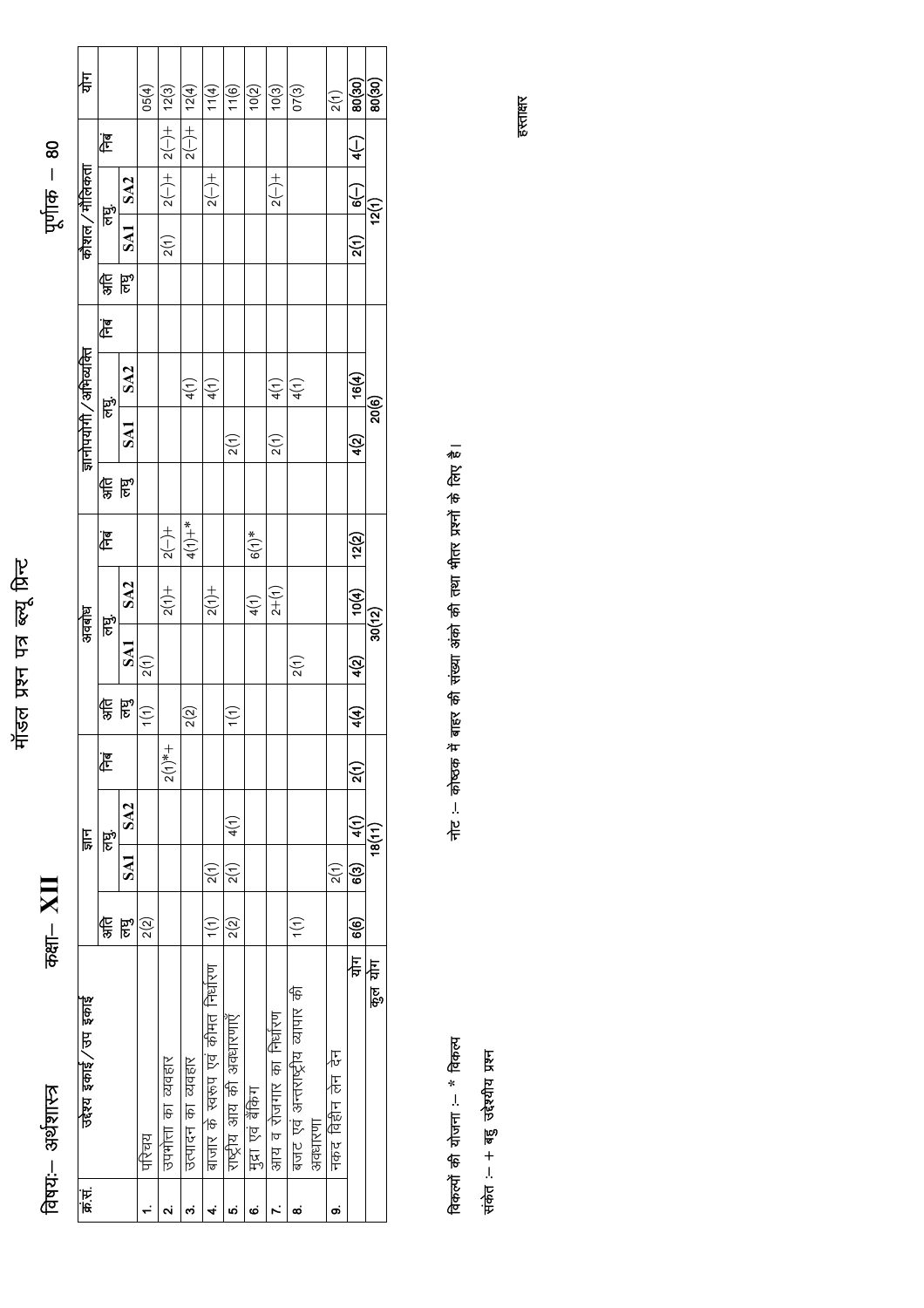# मॉडल प्रश्न पत्र ब्लू प्रिन्ट

विषय:– अर्थशास्त्र  कक्षा– XII  पूर्णांक – 80

| क्रं.सं. | उद्देश्य इकाई/उप इकाई | ज्ञान | | | | अवबोध | | | | ज्ञानोपयोगी/अभिव्यक्ति | | | | कौशल/मौलिकता | | | | योग |
|---|---|---|---|---|---|---|---|---|---|---|---|---|---|---|---|---|---|---|
| | | अति लघु | लघु. | | निबं | अति लघु | लघु. | | निबं | अति लघु | लघु. | | निबं | अति लघु | लघु. | | निबं | |
| | | | SA1 | SA2 | | | SA1 | SA2 | | | SA1 | SA2 | | | SA1 | SA2 | | |
| 1. | परिचय | 2(2) | | | | 1(1) | 2(1) | | | | | | | | | | | 05(4) |
| 2. | उपभोक्ता का व्यवहार | | | | 2(1)*+ | | | 2(1)+ | 2(–)+ | | | | | | 2(1) | 2(–)+ | 2(–)+ | 12(3) |
| 3. | उत्पादन का व्यवहार | | | | | 2(2) | | | 4(1)+* | | | 4(1) | | | | | 2(–)+ | 12(4) |
| 4. | बाजार के स्वरूप एवं कीमत निर्धारण | 1(1) | 2(1) | | | | | 2(1)+ | | | | 4(1) | | | | 2(–)+ | | 11(4) |
| 5. | राष्ट्रीय आय की अवधारणाएँ | 2(2) | 2(1) | 4(1) | | 1(1) | | | | | 2(1) | | | | | | | 11(6) |
| 6. | मुद्रा एवं बैंकिंग | | | | | | | 4(1) | 6(1)* | | | | | | | | | 10(2) |
| 7. | आय व रोजगार का निर्धारण | | | | | | | 2+(1) | | | 2(1) | 4(1) | | | | 2(–)+ | | 10(3) |
| 8. | बजट एवं अन्तर्राष्ट्रीय व्यापार की अवधारणा | 1(1) | | | | | 2(1) | | | | | 4(1) | | | | | | 07(3) |
| 9. | नकद विहीन लेन देन | | 2(1) | | | | | | | | | | | | | | | 2(1) |
| | योग | 6(6) | 6(3) | 4(1) | 2(1) | 4(4) | 4(2) | 10(4) | 12(2) | | 4(2) | 16(4) | | | 2(1) | 6(–) | 4(–) | 80(30) |
| | कुल योग | 18(11) | | | | 30(12) | | | | 20(6) | | | | 12(1) | | | | 80(30) |

नोट :- कोष्ठक में बाहर की संख्या अंको की तथा भीतर प्रश्नों के लिए है।

विकल्पों की योजना :- * विकल्प

संकेत :- + बहु उद्देश्यीय प्रश्न

हस्ताक्षर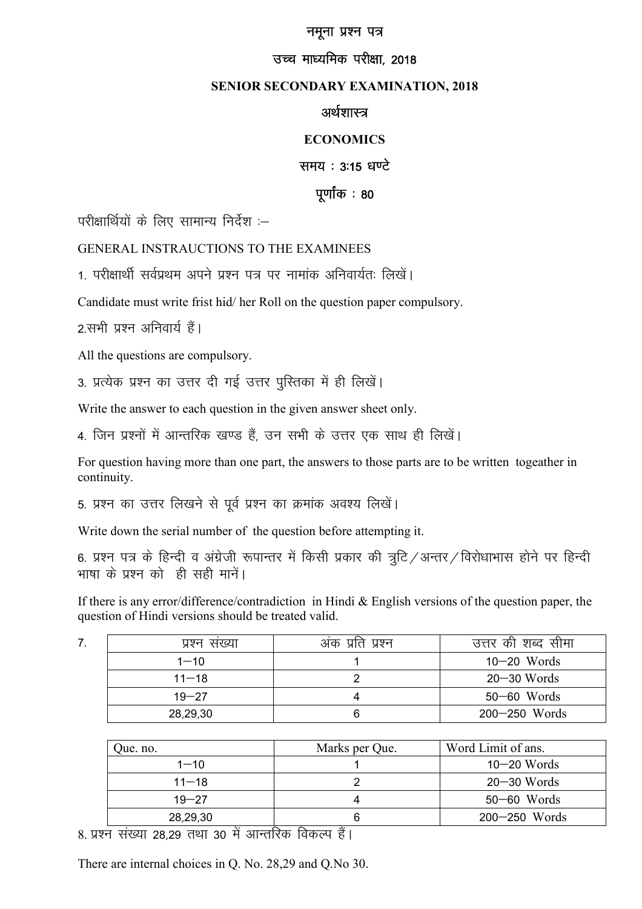# नमूना प्रश्न पत्र

## उच्च माध्यमिक परीक्षा, 2018

## SENIOR SECONDARY EXAMINATION, 2018

## अर्थशास्त्र

## ECONOMICS

**समय : 3:15 घण्टे**

**पूर्णांक : 80**

परीक्षार्थियों के लिए सामान्य निर्देश :–

GENERAL INSTRAUCTIONS TO THE EXAMINEES

1. परीक्षार्थी सर्वप्रथम अपने प्रश्न पत्र पर नामांक अनिवार्यतः लिखें।

Candidate must write frist hid/ her Roll on the question paper compulsory.

2. सभी प्रश्न अनिवार्य हैं।

All the questions are compulsory.

3. प्रत्येक प्रश्न का उत्तर दी गई उत्तर पुस्तिका में ही लिखें।

Write the answer to each question in the given answer sheet only.

4. जिन प्रश्नों में आन्तरिक खण्ड हैं, उन सभी के उत्तर एक साथ ही लिखें।

For question having more than one part, the answers to those parts are to be written togeather in continuity.

5. प्रश्न का उत्तर लिखने से पूर्व प्रश्न का क्रमांक अवश्य लिखें।

Write down the serial number of the question before attempting it.

6. प्रश्न पत्र के हिन्दी व अंग्रेजी रूपान्तर में किसी प्रकार की त्रुटि/अन्तर/विरोधाभास होने पर हिन्दी भाषा के प्रश्न को ही सही मानें।

If there is any error/difference/contradiction in Hindi & English versions of the question paper, the question of Hindi versions should be treated valid.

7.

| प्रश्न संख्या | अंक प्रति प्रश्न | उत्तर की शब्द सीमा |
|---|---|---|
| 1–10 | 1 | 10–20 Words |
| 11–18 | 2 | 20–30 Words |
| 19–27 | 4 | 50–60 Words |
| 28,29,30 | 6 | 200–250 Words |

| Que. no. | Marks per Que. | Word Limit of ans. |
|---|---|---|
| 1–10 | 1 | 10–20 Words |
| 11–18 | 2 | 20–30 Words |
| 19–27 | 4 | 50–60 Words |
| 28,29,30 | 6 | 200–250 Words |

8. प्रश्न संख्या 28,29 तथा 30 में आन्तरिक विकल्प हैं।

There are internal choices in Q. No. 28,29 and Q.No 30.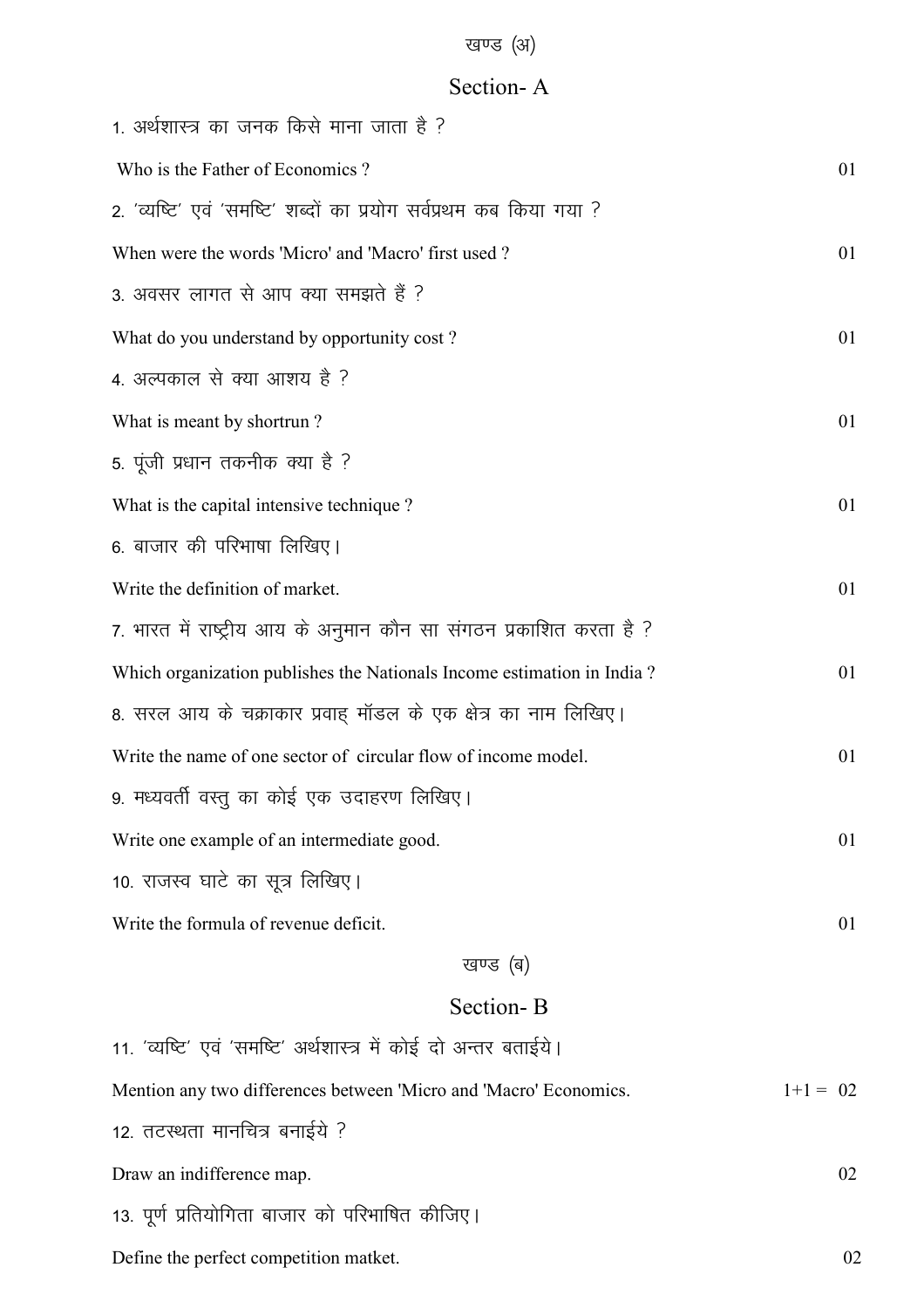खण्ड (अ)

## Section- A

1. अर्थशास्त्र का जनक किसे माना जाता है ?

Who is the Father of Economics ? 01

2. 'व्यष्टि' एवं 'समष्टि' शब्दों का प्रयोग सर्वप्रथम कब किया गया ?

When were the words 'Micro' and 'Macro' first used ? 01

3. अवसर लागत से आप क्या समझते हैं ?

What do you understand by opportunity cost ? 01

4. अल्पकाल से क्या आशय है ?

What is meant by shortrun ? 01

5. पूंजी प्रधान तकनीक क्या है ?

What is the capital intensive technique ? 01

6. बाजार की परिभाषा लिखिए।

Write the definition of market. 01

7. भारत में राष्ट्रीय आय के अनुमान कौन सा संगठन प्रकाशित करता है ?

Which organization publishes the Nationals Income estimation in India ? 01

8. सरल आय के चक्राकार प्रवाह् मॉडल के एक क्षेत्र का नाम लिखिए।

Write the name of one sector of circular flow of income model. 01

9. मध्यवर्ती वस्तु का कोई एक उदाहरण लिखिए।

Write one example of an intermediate good. 01

10. राजस्व घाटे का सूत्र लिखिए।

Write the formula of revenue deficit. 01

खण्ड (ब)

## Section- B

11. 'व्यष्टि' एवं 'समष्टि' अर्थशास्त्र में कोई दो अन्तर बताईये।

Mention any two differences between 'Micro and 'Macro' Economics. 1+1 = 02

12. तटस्थता मानचित्र बनाईये ?

Draw an indifference map. 02

13. पूर्ण प्रतियोगिता बाजार को परिभाषित कीजिए।

Define the perfect competition matket. 02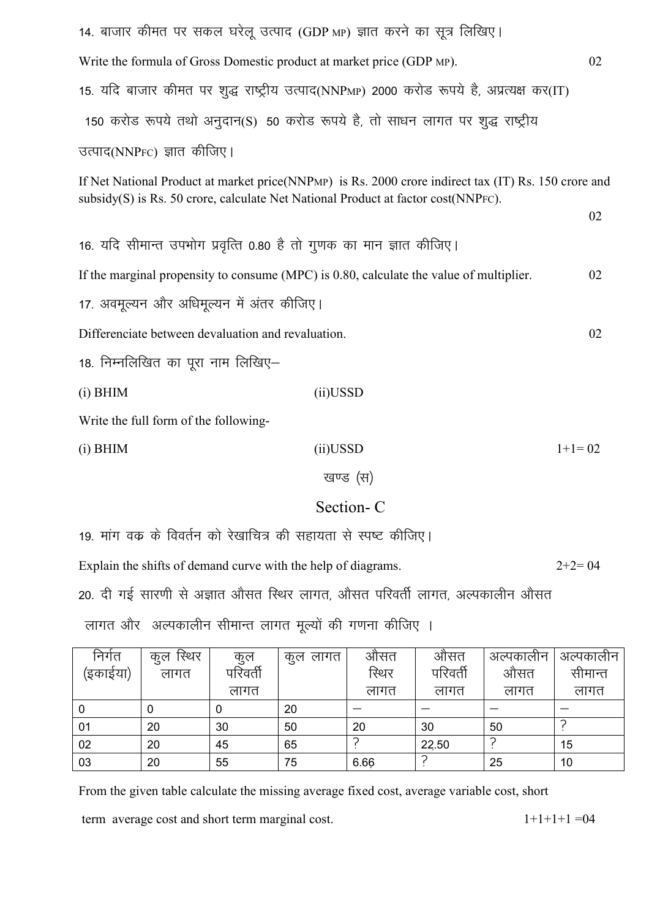14. बाजार कीमत पर सकल घरेलू उत्पाद ($GDP_{MP}$) ज्ञात करने का सूत्र लिखिए।

Write the formula of Gross Domestic product at market price ($GDP_{MP}$). 02

15. यदि बाजार कीमत पर शुद्ध राष्ट्रीय उत्पाद($NNP_{MP}$) 2000 करोड रूपये है, अप्रत्यक्ष कर(IT) 150 करोड रूपये तथो अनुदान(S) 50 करोड रूपये है, तो साधन लागत पर शुद्ध राष्ट्रीय उत्पाद($NNP_{FC}$) ज्ञात कीजिए।

If Net National Product at market price($NNP_{MP}$) is Rs. 2000 crore indirect tax (IT) Rs. 150 crore and subsidy(S) is Rs. 50 crore, calculate Net National Product at factor cost($NNP_{FC}$). 02

16. यदि सीमान्त उपभोग प्रवृत्ति 0.80 है तो गुणक का मान ज्ञात कीजिए।

If the marginal propensity to consume (MPC) is 0.80, calculate the value of multiplier. 02

17. अवमूल्यन और अधिमूल्यन में अंतर कीजिए।

Differenciate between devaluation and revaluation. 02

18. निम्नलिखित का पूरा नाम लिखिए–

(i) BHIM (ii)USSD

Write the full form of the following-

(i) BHIM (ii)USSD 1+1= 02

## खण्ड (स)

## Section- C

19. मांग वक्र के विवर्तन को रेखाचित्र की सहायता से स्पष्ट कीजिए।

Explain the shifts of demand curve with the help of diagrams. 2+2= 04

20. दी गई सारणी से अज्ञात औसत स्थिर लागत, औसत परिवर्ती लागत, अल्पकालीन औसत लागत और अल्पकालीन सीमान्त लागत मूल्यों की गणना कीजिए ।

| निर्गत (इकाईया) | कुल स्थिर लागत | कुल परिवर्ती लागत | कुल लागत | औसत स्थिर लागत | औसत परिवर्ती लागत | अल्पकालीन औसत लागत | अल्पकालीन सीमान्त लागत |
|---|---|---|---|---|---|---|---|
| 0 | 0 | 0 | 20 | – | – | – | – |
| 01 | 20 | 30 | 50 | 20 | 30 | 50 | ? |
| 02 | 20 | 45 | 65 | ? | 22.50 | ? | 15 |
| 03 | 20 | 55 | 75 | 6.66 | ? | 25 | 10 |

From the given table calculate the missing average fixed cost, average variable cost, short term average cost and short term marginal cost. 1+1+1+1 =04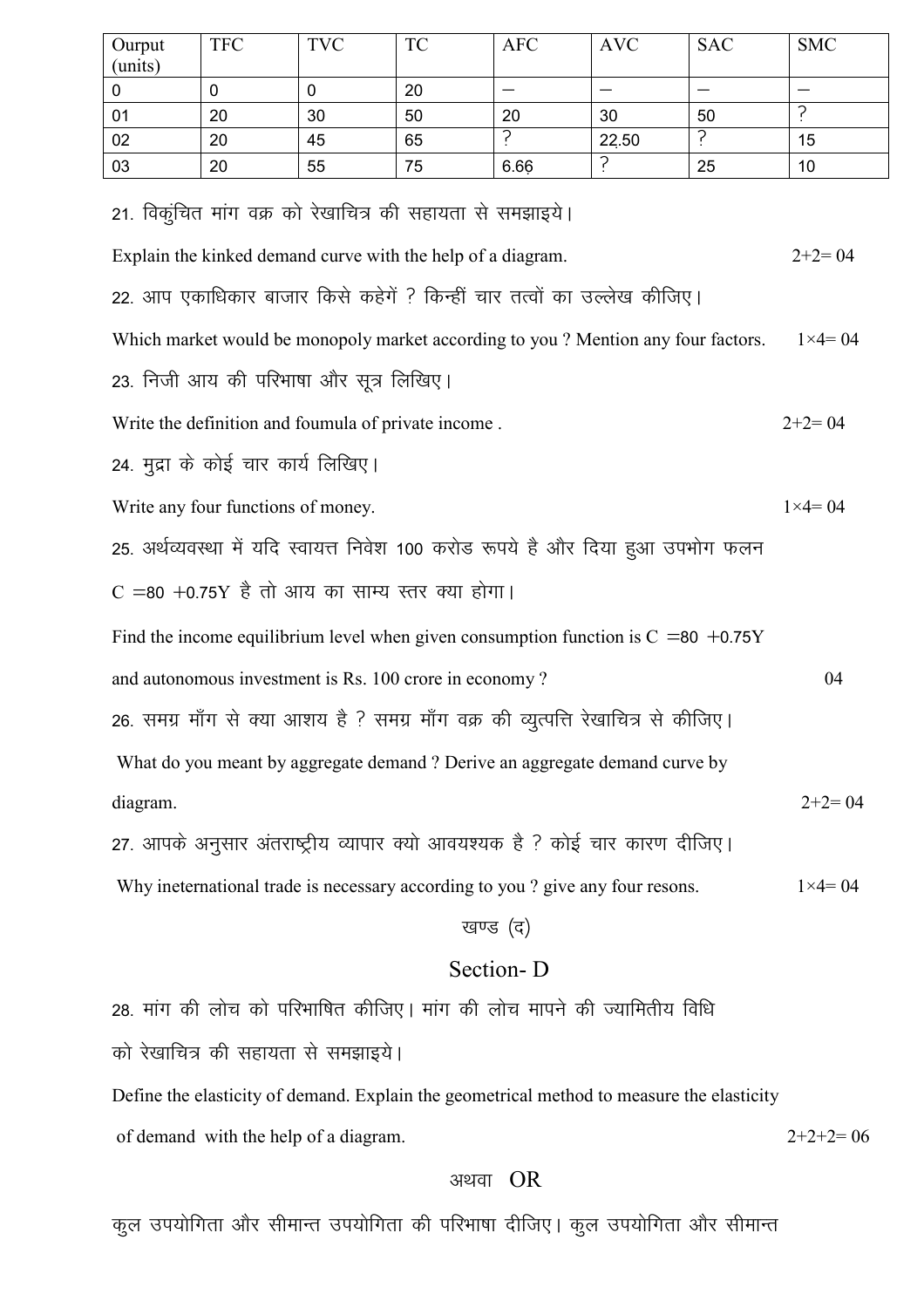| Ourput (units) | TFC | TVC | TC | AFC | AVC | SAC | SMC |
|---|---|---|---|---|---|---|---|
| 0 | 0 | 0 | 20 | – | – | – | – |
| 01 | 20 | 30 | 50 | 20 | 30 | 50 | ? |
| 02 | 20 | 45 | 65 | ? | 22.50 | ? | 15 |
| 03 | 20 | 55 | 75 | 6.66 | ? | 25 | 10 |

21. विकुंचित मांग वक्र को रेखाचित्र की सहायता से समझाइये।

Explain the kinked demand curve with the help of a diagram. 2+2= 04

22. आप एकाधिकार बाजार किसे कहेगें ? किन्हीं चार तत्वों का उल्लेख कीजिए।

Which market would be monopoly market according to you ? Mention any four factors. 1×4= 04

23. निजी आय की परिभाषा और सूत्र लिखिए।

Write the definition and foumula of private income . 2+2= 04

24. मुद्रा के कोई चार कार्य लिखिए।

Write any four functions of money. 1×4= 04

25. अर्थव्यवस्था में यदि स्वायत्त निवेश 100 करोड रूपये है और दिया हुआ उपभोग फलन $C = 80 + 0.75Y$ है तो आय का साम्य स्तर क्या होगा।

Find the income equilibrium level when given consumption function is $C = 80 + 0.75Y$ and autonomous investment is Rs. 100 crore in economy ? 04

26. समग्र माँग से क्या आशय है ? समग्र माँग वक्र की व्युत्पत्ति रेखाचित्र से कीजिए।

What do you meant by aggregate demand ? Derive an aggregate demand curve by diagram. 2+2= 04

27. आपके अनुसार अंतराष्ट्रीय व्यापार क्यो आवयश्यक है ? कोई चार कारण दीजिए।

Why ineternational trade is necessary according to you ? give any four resons. 1×4= 04

## खण्ड (द)

## Section- D

28. मांग की लोच को परिभाषित कीजिए। मांग की लोच मापने की ज्यामितीय विधि को रेखाचित्र की सहायता से समझाइये।

Define the elasticity of demand. Explain the geometrical method to measure the elasticity of demand with the help of a diagram. 2+2+2= 06

अथवा OR

कुल उपयोगिता और सीमान्त उपयोगिता की परिभाषा दीजिए। कुल उपयोगिता और सीमान्त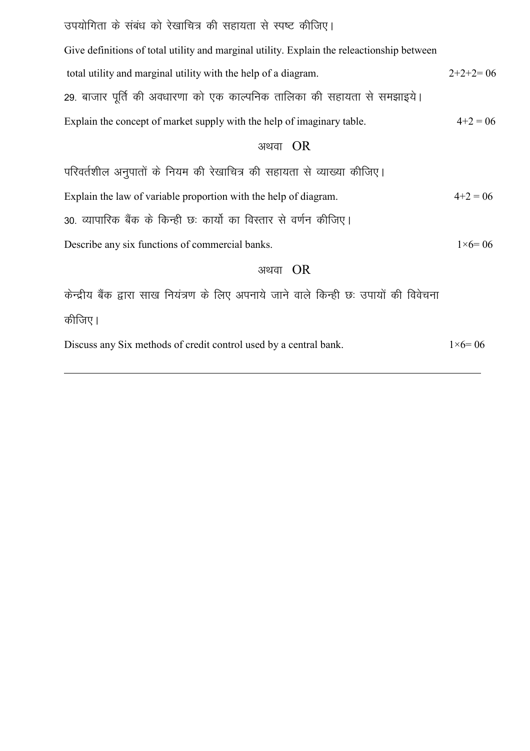उपयोगिता के संबंध को रेखाचित्र की सहायता से स्पष्ट कीजिए।

Give definitions of total utility and marginal utility. Explain the releactionship between total utility and marginal utility with the help of a diagram. 2+2+2= 06

29. बाजार पूर्ति की अवधारणा को एक काल्पनिक तालिका की सहायता से समझाइये।

Explain the concept of market supply with the help of imaginary table. 4+2 = 06

अथवा OR

परिवर्तशील अनुपातों के नियम की रेखाचित्र की सहायता से व्याख्या कीजिए।

Explain the law of variable proportion with the help of diagram. 4+2 = 06

30. व्यापारिक बैंक के किन्ही छः कार्यो का विस्तार से वर्णन कीजिए।

Describe any six functions of commercial banks. 1×6= 06

अथवा OR

केन्द्रीय बैंक द्वारा साख नियंत्रण के लिए अपनाये जाने वाले किन्ही छः उपायों की विवेचना कीजिए।

Discuss any Six methods of credit control used by a central bank. 1×6= 06

---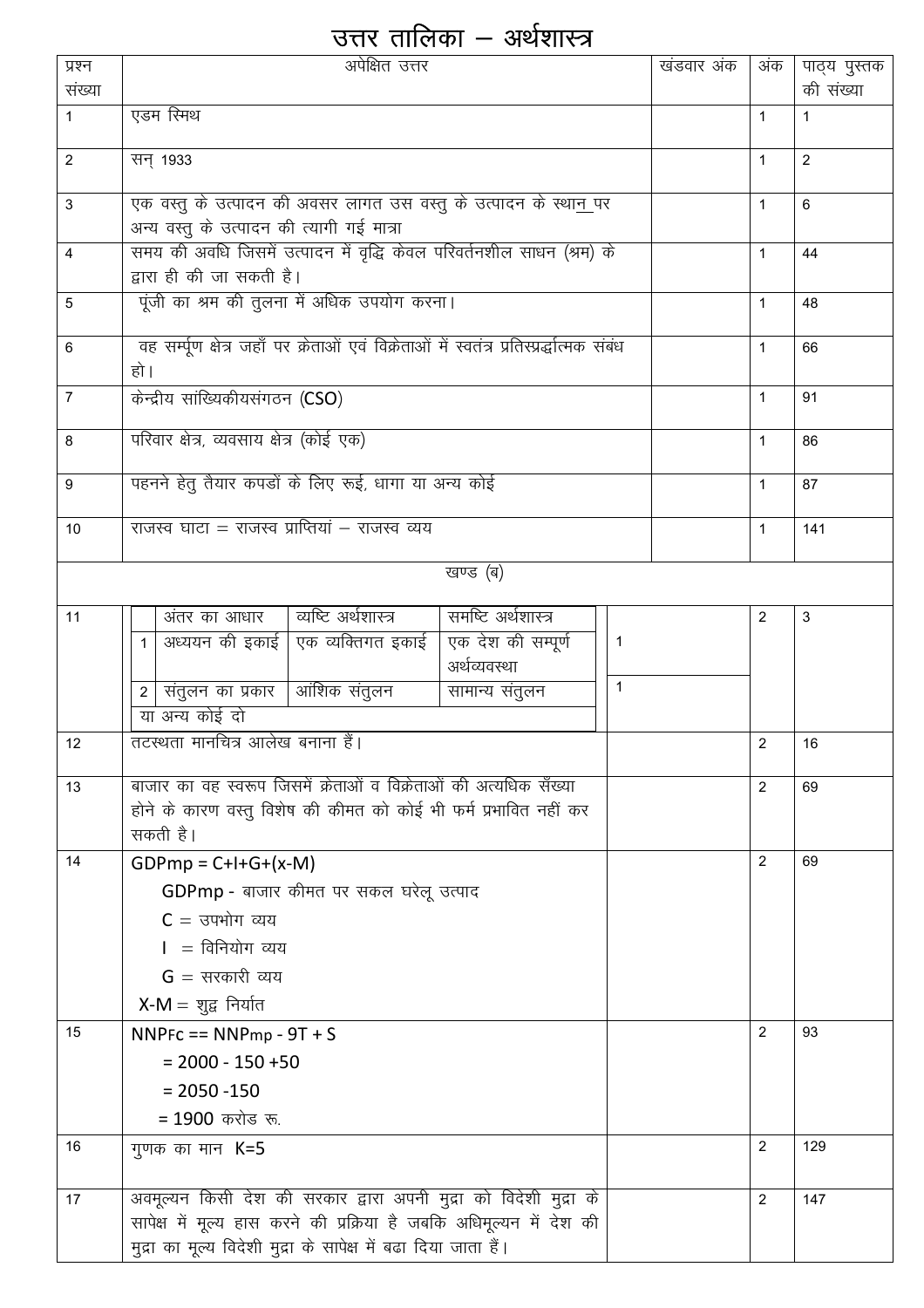# उत्तर तालिका – अर्थशास्त्र

| प्रश्न संख्या | अपेक्षित उत्तर | खंडवार अंक | अंक | पाठ्य पुस्तक की संख्या |
|---|---|---|---|---|
| 1 | एडम स्मिथ | | 1 | 1 |
| 2 | सन् 1933 | | 1 | 2 |
| 3 | एक वस्तु के उत्पादन की अवसर लागत उस वस्तु के उत्पादन के स्थान पर अन्य वस्तु के उत्पादन की त्यागी गई मात्रा | | 1 | 6 |
| 4 | समय की अवधि जिसमें उत्पादन में वृद्धि केवल परिवर्तनशील साधन (श्रम) के द्वारा ही की जा सकती है। | | 1 | 44 |
| 5 | पूंजी का श्रम की तुलना में अधिक उपयोग करना। | | 1 | 48 |
| 6 | वह सम्पूर्ण क्षेत्र जहाँ पर क्रेताओं एवं विक्रेताओं में स्वतंत्र प्रतिस्पर्द्धात्मक संबंध हो। | | 1 | 66 |
| 7 | केन्द्रीय सांख्यिकीयसंगठन (CSO) | | 1 | 91 |
| 8 | परिवार क्षेत्र, व्यवसाय क्षेत्र (कोई एक) | | 1 | 86 |
| 9 | पहनने हेतु तैयार कपडों के लिए रूई, धागा या अन्य कोई | | 1 | 87 |
| 10 | राजस्व घाटा = राजस्व प्राप्तियां – राजस्व व्यय | | 1 | 141 |
| | **खण्ड (ब)** | | | |
| 11 | अंतर का आधार / व्यष्टि अर्थशास्त्र / समष्टि अर्थशास्त्र<br>1. अध्ययन की इकाई / एक व्यक्तिगत इकाई / एक देश की सम्पूर्ण अर्थव्यवस्था<br>2. संतुलन का प्रकार / आंशिक संतुलन / सामान्य संतुलन<br>या अन्य कोई दो | 1<br>1 | 2 | 3 |
| 12 | तटस्थता मानचित्र आलेख बनाना हैं। | | 2 | 16 |
| 13 | बाजार का वह स्वरूप जिसमें क्रेताओं व विक्रेताओं की अत्यधिक सँख्या होने के कारण वस्तु विशेष की कीमत को कोई भी फर्म प्रभावित नहीं कर सकती है। | | 2 | 69 |
| 14 | $GDP_{mp} = C+I+G+(X-M)$<br>$GDP_{mp}$ - बाजार कीमत पर सकल घरेलू उत्पाद<br>C = उपभोग व्यय<br>I = विनियोग व्यय<br>G = सरकारी व्यय<br>X-M = शुद्ध निर्यात | | 2 | 69 |
| 15 | $NNP_{FC} == NNP_{mp} - 9T + S$<br>$= 2000 - 150 + 50$<br>$= 2050 - 150$<br>$= 1900$ करोड रू. | | 2 | 93 |
| 16 | गुणक का मान K=5 | | 2 | 129 |
| 17 | अवमूल्यन किसी देश की सरकार द्वारा अपनी मुद्रा को विदेशी मुद्रा के सापेक्ष में मूल्य हास करने की प्रक्रिया है जबकि अधिमूल्यन में देश की मुद्रा का मूल्य विदेशी मुद्रा के सापेक्ष में बढा दिया जाता हैं। | | 2 | 147 |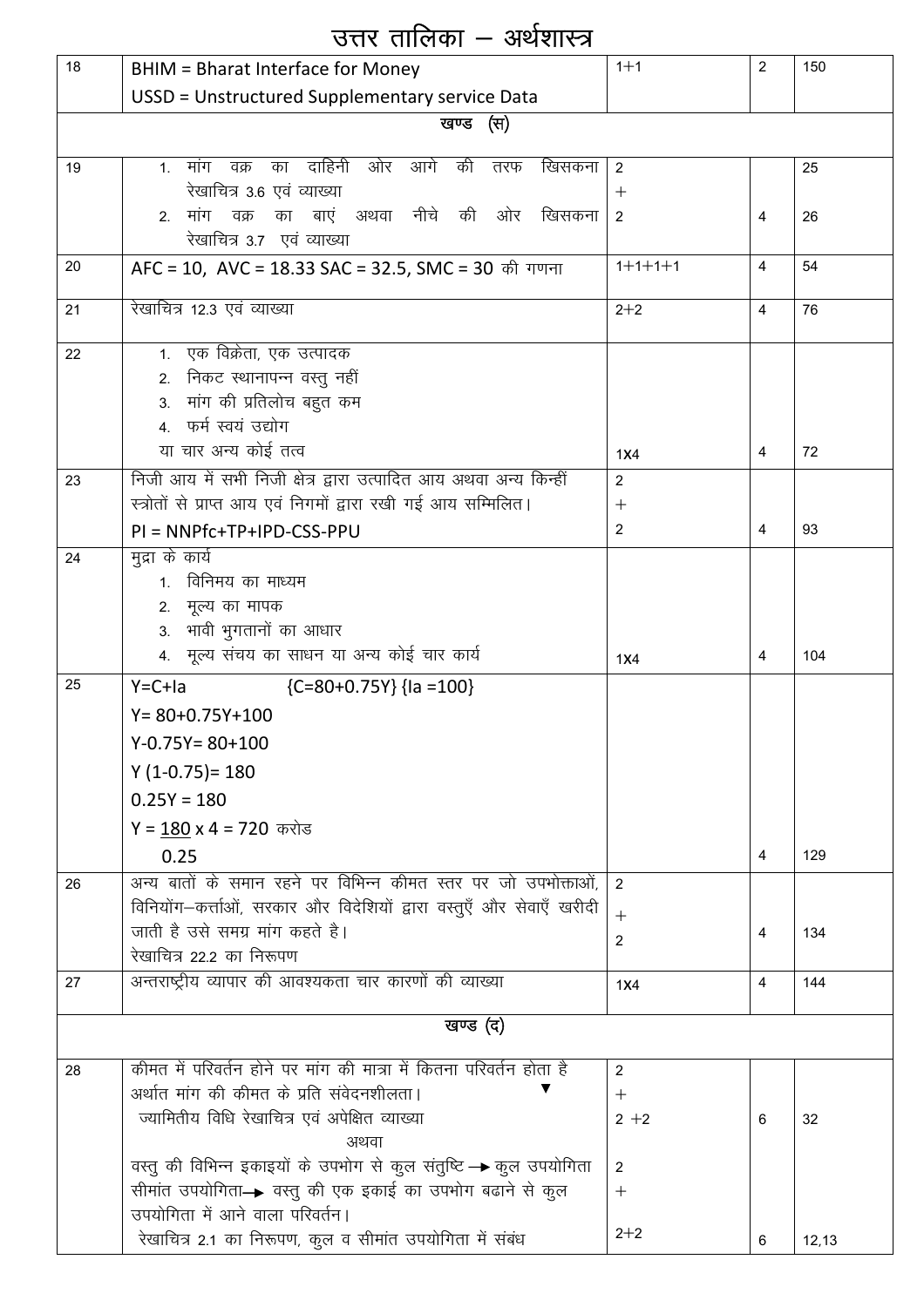# उत्तर तालिका – अर्थशास्त्र

| | | | | |
|---|---|---|---|---|
| 18 | BHIM = Bharat Interface for Money<br>USSD = Unstructured Supplementary service Data | 1+1 | 2 | 150 |
| **खण्ड (स)** | | | | |
| 19 | 1. मांग वक्र का दाहिनी ओर आगे की तरफ खिसकना रेखाचित्र 3.6 एवं व्याख्या<br>2. मांग वक्र का बाएं अथवा नीचे की ओर खिसकना रेखाचित्र 3.7 एवं व्याख्या | 2<br>+<br>2 | 4 | 25<br>26 |
| 20 | AFC = 10, AVC = 18.33 SAC = 32.5, SMC = 30 की गणना | 1+1+1+1 | 4 | 54 |
| 21 | रेखाचित्र 12.3 एवं व्याख्या | 2+2 | 4 | 76 |
| 22 | 1. एक विक्रेता, एक उत्पादक<br>2. निकट स्थानापन्न वस्तु नहीं<br>3. मांग की प्रतिलोच बहुत कम<br>4. फर्म स्वयं उद्योग<br>या चार अन्य कोई तत्व | 1X4 | 4 | 72 |
| 23 | निजी आय में सभी निजी क्षेत्र द्वारा उत्पादित आय अथवा अन्य किन्हीं स्त्रोतों से प्राप्त आय एवं निगमों द्वारा रखी गई आय सम्मिलित।<br>PI = NNPfc+TP+IPD-CSS-PPU | 2<br>+<br>2 | 4 | 93 |
| 24 | मुद्रा के कार्य<br>1. विनिमय का माध्यम<br>2. मूल्य का मापक<br>3. भावी भुगतानों का आधार<br>4. मूल्य संचय का साधन या अन्य कोई चार कार्य | 1X4 | 4 | 104 |
| 25 | Y=C+Ia {C=80+0.75Y} {Ia =100}<br>Y= 80+0.75Y+100<br>Y-0.75Y= 80+100<br>Y (1-0.75)= 180<br>0.25Y = 180<br>$Y = \frac{180}{0.25} = 180 \times 4 = 720$ करोड |  | 4 | 129 |
| 26 | अन्य बातों के समान रहने पर विभिन्न कीमत स्तर पर जो उपभोक्ताओं, विनियोग–कर्त्ताओं, सरकार और विदेशियों द्वारा वस्तुएँ और सेवाएँ खरीदी जाती है उसे समग्र मांग कहते है।<br>रेखाचित्र 22.2 का निरूपण | 2<br>+<br>2 | 4 | 134 |
| 27 | अन्तराष्ट्रीय व्यापार की आवश्यकता चार कारणों की व्याख्या | 1X4 | 4 | 144 |
| **खण्ड (द)** | | | | |
| 28 | कीमत में परिवर्तन होने पर मांग की मात्रा में कितना परिवर्तन होता है अर्थात मांग की कीमत के प्रति संवेदनशीलता।<br>ज्यामितीय विधि रेखाचित्र एवं अपेक्षित व्याख्या<br>अथवा<br>वस्तु की विभिन्न इकाइयों के उपभोग से कुल संतुष्टि → कुल उपयोगिता<br>सीमांत उपयोगिता → वस्तु की एक इकाई का उपभोग बढाने से कुल उपयोगिता में आने वाला परिवर्तन।<br>रेखाचित्र 2.1 का निरूपण, कुल व सीमांत उपयोगिता में संबंध | 2<br>+<br>2 +2<br><br>2<br>+<br>2+2 | 6<br><br>6 | 32<br><br>12,13 |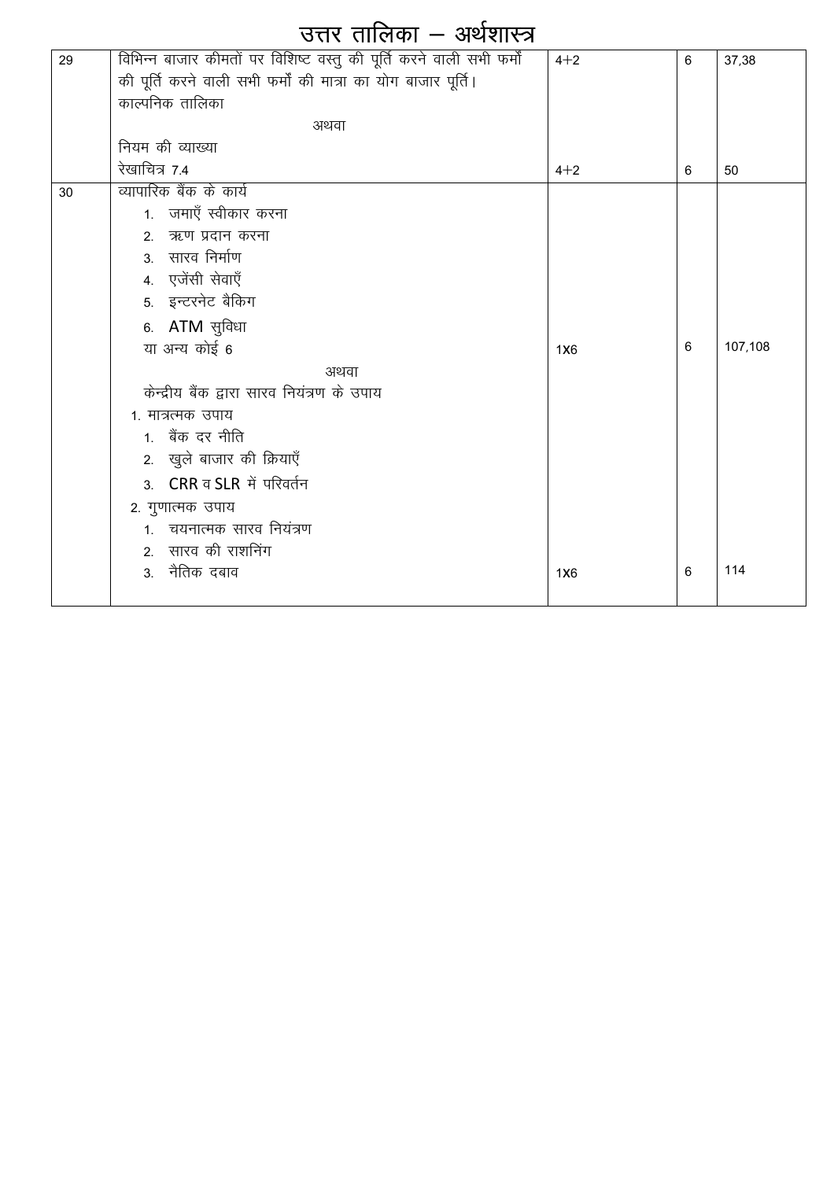# उत्तर तालिका – अर्थशास्त्र

| | | | | |
|---|---|---|---|---|
| 29 | विभिन्न बाजार कीमतों पर विशिष्ट वस्तु की पूर्ति करने वाली सभी फर्मों की पूर्ति करने वाली सभी फर्मों की मात्रा का योग बाजार पूर्ति।<br>काल्पनिक तालिका<br>अथवा<br>नियम की व्याख्या<br>रेखाचित्र 7.4 | 4+2<br><br><br><br><br>4+2 | 6<br><br><br><br><br>6 | 37,38<br><br><br><br><br>50 |
| 30 | व्यापारिक बैंक के कार्य<br>1. जमाएँ स्वीकार करना<br>2. ऋण प्रदान करना<br>3. साख निर्माण<br>4. एजेंसी सेवाएँ<br>5. इन्टरनेट बैकिग<br>6. ATM सुविधा<br>या अन्य कोई 6<br>अथवा<br>केन्द्रीय बैंक द्वारा साख नियंत्रण के उपाय<br>1. मात्रात्मक उपाय<br>1. बैंक दर नीति<br>2. खुले बाजार की क्रियाएँ<br>3. CRR व SLR में परिवर्तन<br>2. गुणात्मक उपाय<br>1. चयनात्मक साख नियंत्रण<br>2. साख की राशनिंग<br>3. नैतिक दबाव | 1X6<br><br><br><br><br><br><br><br><br><br><br><br><br><br><br><br><br>1X6 | 6<br><br><br><br><br><br><br><br><br><br><br><br><br><br><br><br><br>6 | 107,108<br><br><br><br><br><br><br><br><br><br><br><br><br><br><br><br><br>114 |